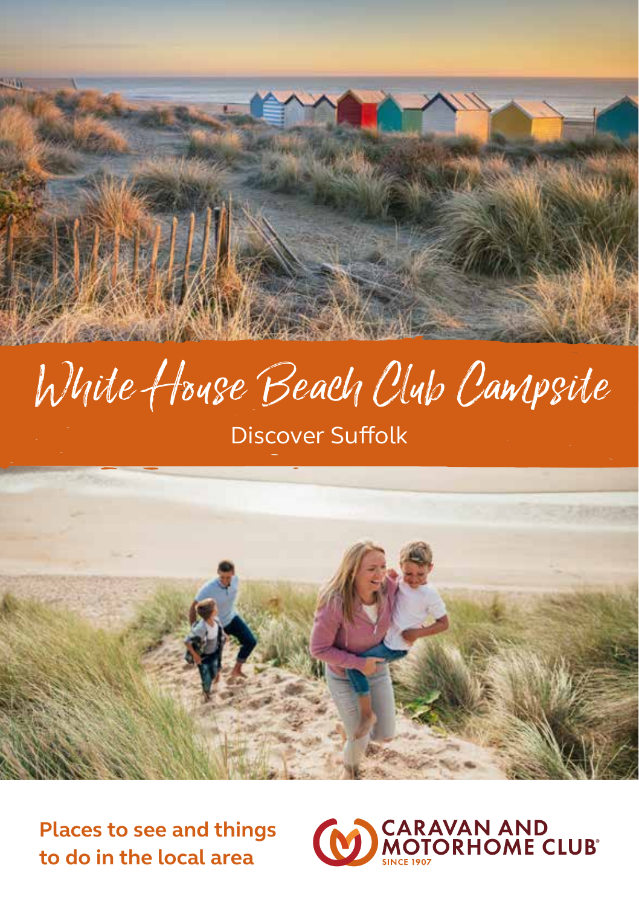# White House Beach Club Campsite

Discover Suffolk

**Places to see and things to do in the local area**

CARAVAN AND MOTORHOME CLUB®
SINCE 1907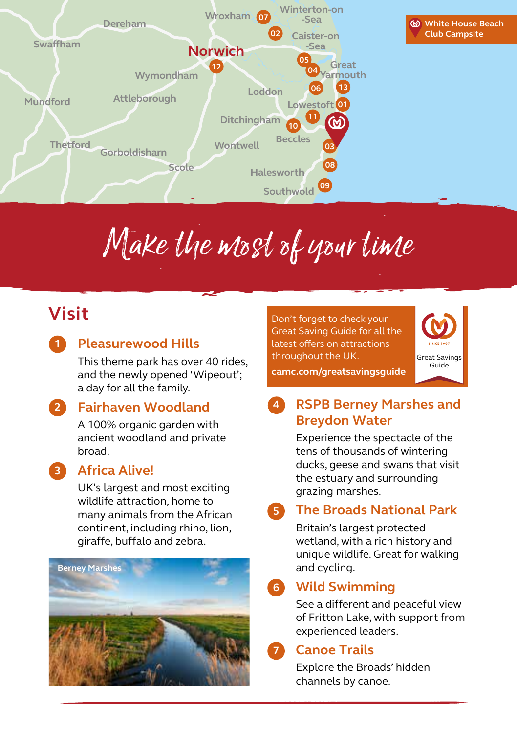White House Beach Club Campsite

# Make the most of your time

## Visit

### 1 Pleasurewood Hills

This theme park has over 40 rides, and the newly opened 'Wipeout'; a day for all the family.

### 2 Fairhaven Woodland

A 100% organic garden with ancient woodland and private broad.

### 3 Africa Alive!

UK's largest and most exciting wildlife attraction, home to many animals from the African continent, including rhino, lion, giraffe, buffalo and zebra.

Berney Marshes

Don't forget to check your Great Saving Guide for all the latest offers on attractions throughout the UK.

**camc.com/greatsavingsguide**

Great Savings Guide

### 4 RSPB Berney Marshes and Breydon Water

Experience the spectacle of the tens of thousands of wintering ducks, geese and swans that visit the estuary and surrounding grazing marshes.

### 5 The Broads National Park

Britain's largest protected wetland, with a rich history and unique wildlife. Great for walking and cycling.

### 6 Wild Swimming

See a different and peaceful view of Fritton Lake, with support from experienced leaders.

### 7 Canoe Trails

Explore the Broads' hidden channels by canoe.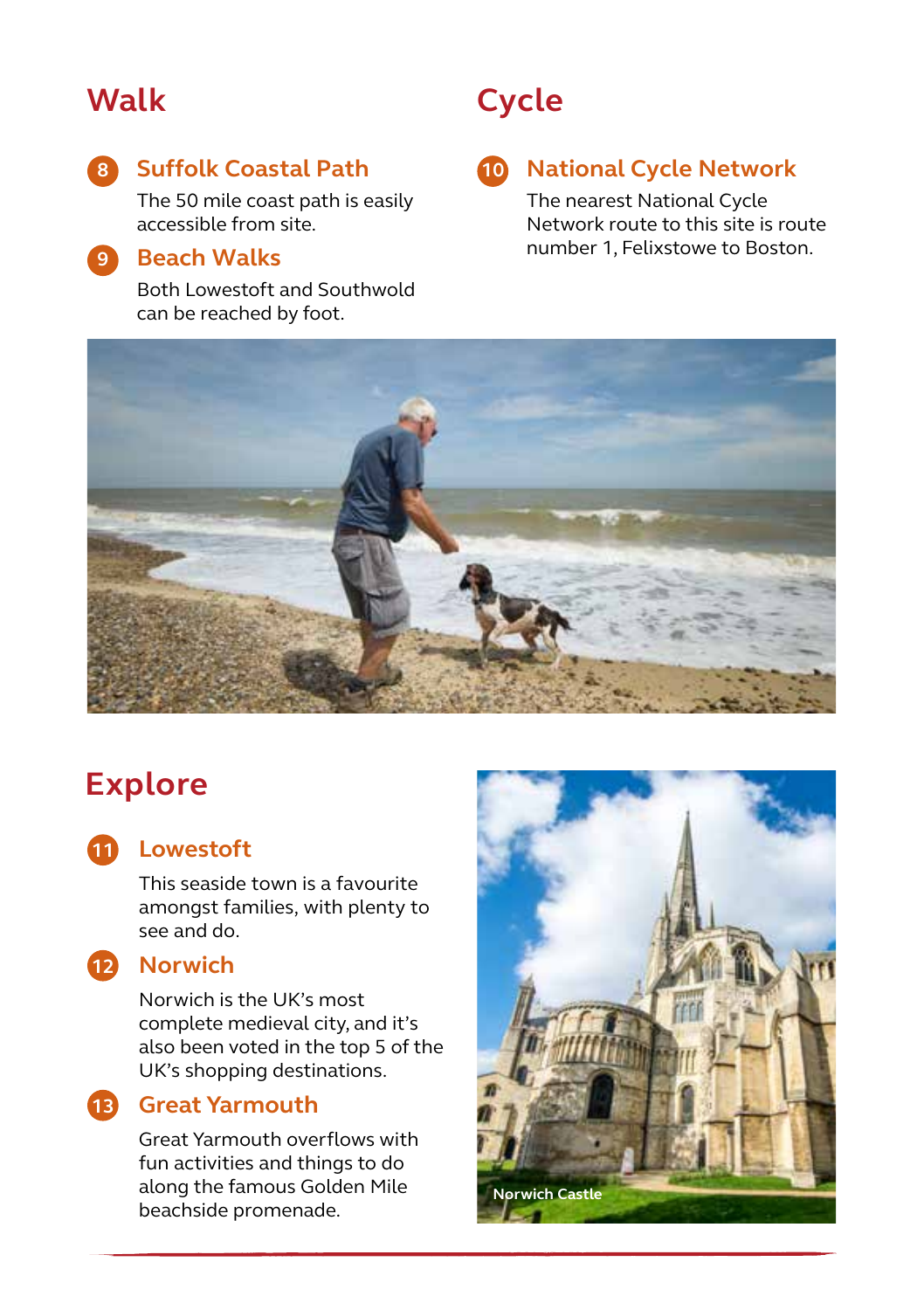## Walk

### 8 Suffolk Coastal Path

The 50 mile coast path is easily accessible from site.

### 9 Beach Walks

Both Lowestoft and Southwold can be reached by foot.

## Cycle

### 10 National Cycle Network

The nearest National Cycle Network route to this site is route number 1, Felixstowe to Boston.

## Explore

### 11 Lowestoft

This seaside town is a favourite amongst families, with plenty to see and do.

### 12 Norwich

Norwich is the UK's most complete medieval city, and it's also been voted in the top 5 of the UK's shopping destinations.

### 13 Great Yarmouth

Great Yarmouth overflows with fun activities and things to do along the famous Golden Mile beachside promenade.

Norwich Castle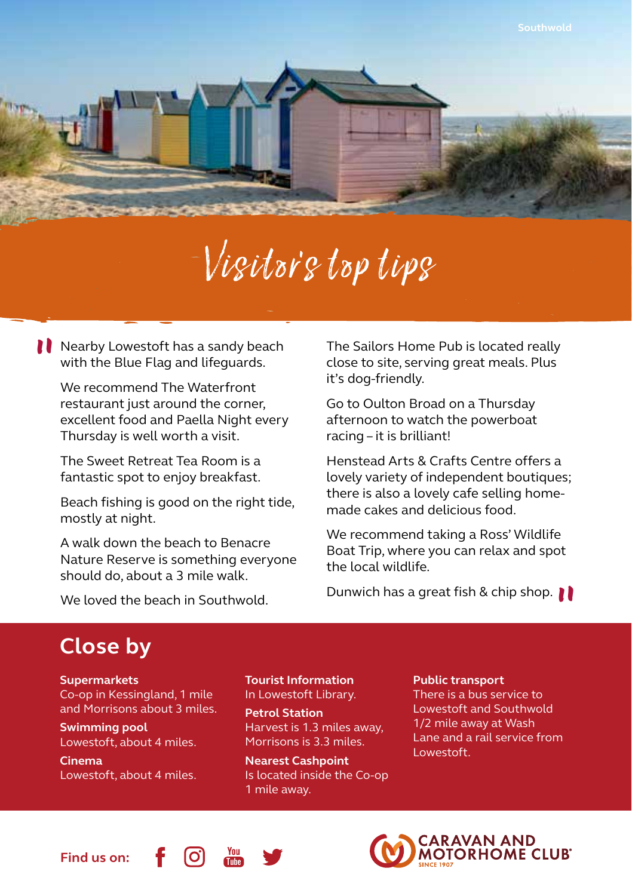Southwold

# Visitor's top tips

"Nearby Lowestoft has a sandy beach with the Blue Flag and lifeguards.

We recommend The Waterfront restaurant just around the corner, excellent food and Paella Night every Thursday is well worth a visit.

The Sweet Retreat Tea Room is a fantastic spot to enjoy breakfast.

Beach fishing is good on the right tide, mostly at night.

A walk down the beach to Benacre Nature Reserve is something everyone should do, about a 3 mile walk.

We loved the beach in Southwold.

The Sailors Home Pub is located really close to site, serving great meals. Plus it's dog-friendly.

Go to Oulton Broad on a Thursday afternoon to watch the powerboat racing – it is brilliant!

Henstead Arts & Crafts Centre offers a lovely variety of independent boutiques; there is also a lovely cafe selling home-made cakes and delicious food.

We recommend taking a Ross' Wildlife Boat Trip, where you can relax and spot the local wildlife.

Dunwich has a great fish & chip shop."

## Close by

**Supermarkets**
Co-op in Kessingland, 1 mile and Morrisons about 3 miles.

**Swimming pool**
Lowestoft, about 4 miles.

**Cinema**
Lowestoft, about 4 miles.

**Tourist Information**
In Lowestoft Library.

**Petrol Station**
Harvest is 1.3 miles away, Morrisons is 3.3 miles.

**Nearest Cashpoint**
Is located inside the Co-op 1 mile away.

**Public transport**
There is a bus service to Lowestoft and Southwold 1/2 mile away at Wash Lane and a rail service from Lowestoft.

**Find us on:**

CARAVAN AND MOTORHOME CLUB SINCE 1907